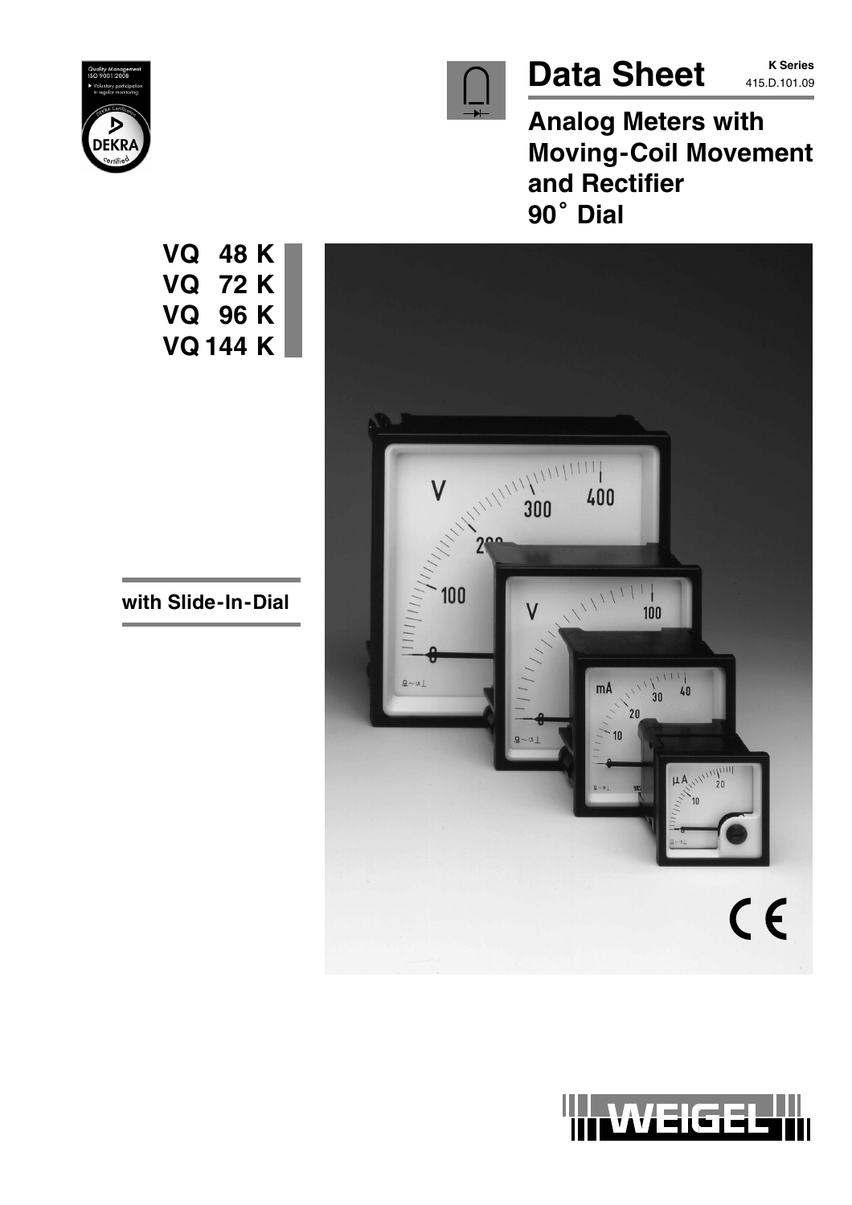# Data Sheet

**K Series**
415.D.101.09

## Analog Meters with Moving-Coil Movement and Rectifier 90° Dial

**VQ 48 K**
**VQ 72 K**
**VQ 96 K**
**VQ 144 K**

**with Slide-In-Dial**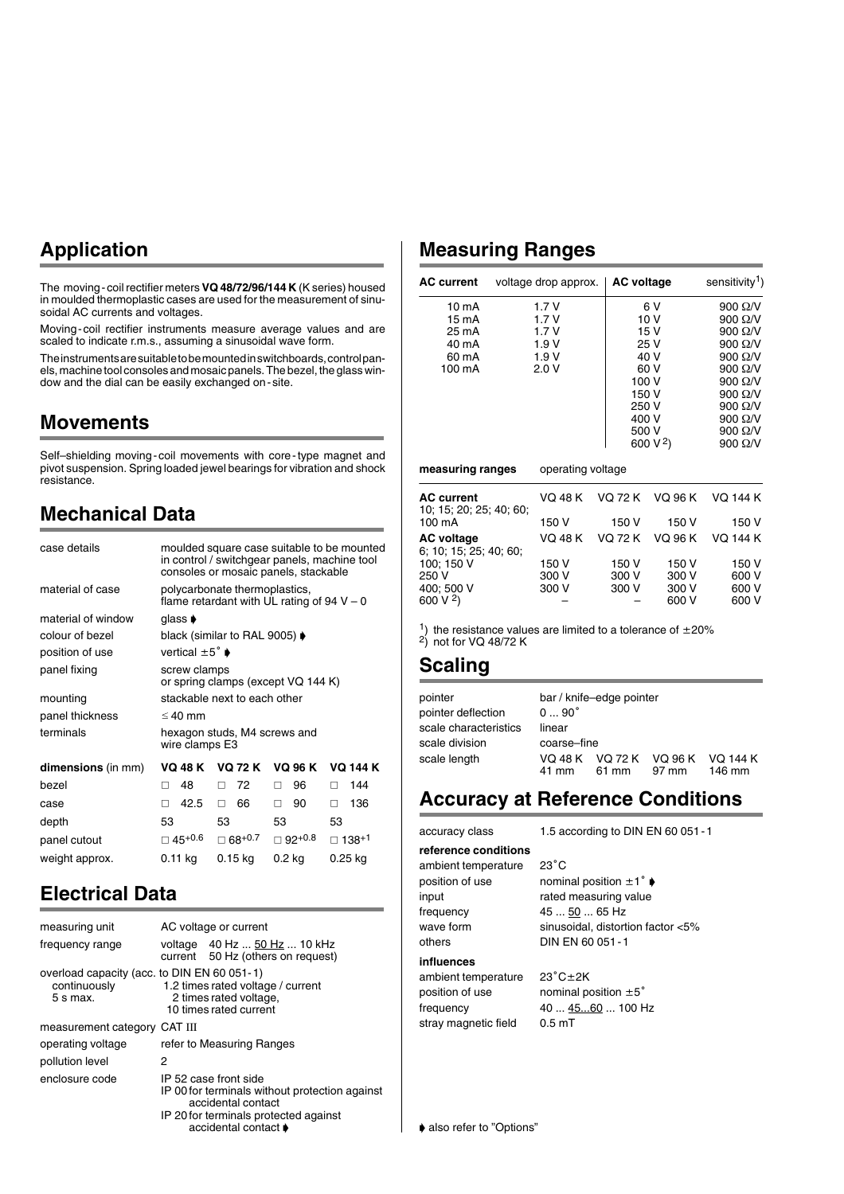## Application

The moving-coil rectifier meters **VQ 48/72/96/144 K** (K series) housed in moulded thermoplastic cases are used for the measurement of sinusoidal AC currents and voltages.

Moving-coil rectifier instruments measure average values and are scaled to indicate r.m.s., assuming a sinusoidal wave form.

The instruments are suitable to be mounted in switchboards, control panels, machine tool consoles and mosaic panels. The bezel, the glass window and the dial can be easily exchanged on-site.

## Movements

Self–shielding moving-coil movements with core-type magnet and pivot suspension. Spring loaded jewel bearings for vibration and shock resistance.

## Mechanical Data

| | |
|---|---|
| case details | moulded square case suitable to be mounted in control / switchgear panels, machine tool consoles or mosaic panels, stackable |
| material of case | polycarbonate thermoplastics, flame retardant with UL rating of 94 V – 0 |
| material of window | glass ➧ |
| colour of bezel | black (similar to RAL 9005) ➧ |
| position of use | vertical ±5˚ ➧ |
| panel fixing | screw clamps or spring clamps (except VQ 144 K) |
| mounting | stackable next to each other |
| panel thickness | ≤ 40 mm |
| terminals | hexagon studs, M4 screws and wire clamps E3 |

| **dimensions** (in mm) | **VQ 48 K** | **VQ 72 K** | **VQ 96 K** | **VQ 144 K** |
|---|---|---|---|---|
| bezel | □ 48 | □ 72 | □ 96 | □ 144 |
| case | □ 42.5 | □ 66 | □ 90 | □ 136 |
| depth | 53 | 53 | 53 | 53 |
| panel cutout | □ $45^{+0.6}$ | □ $68^{+0.7}$ | □ $92^{+0.8}$ | □ $138^{+1}$ |
| weight approx. | 0.11 kg | 0.15 kg | 0.2 kg | 0.25 kg |

## Electrical Data

| | |
|---|---|
| measuring unit | AC voltage or current |
| frequency range | voltage 40 Hz ... 50 Hz ... 10 kHz<br>current 50 Hz (others on request) |
| overload capacity (acc. to DIN EN 60 051-1) | |
| continuously | 1.2 times rated voltage / current |
| 5 s max. | 2 times rated voltage,<br>10 times rated current |
| measurement category | CAT III |
| operating voltage | refer to Measuring Ranges |
| pollution level | 2 |
| enclosure code | IP 52 case front side<br>IP 00 for terminals without protection against accidental contact<br>IP 20 for terminals protected against accidental contact ➧ |

## Measuring Ranges

| **AC current** | voltage drop approx. | **AC voltage** | sensitivity[1] |
|---|---|---|---|
| 10 mA | 1.7 V | 6 V | 900 Ω/V |
| 15 mA | 1.7 V | 10 V | 900 Ω/V |
| 25 mA | 1.7 V | 15 V | 900 Ω/V |
| 40 mA | 1.9 V | 25 V | 900 Ω/V |
| 60 mA | 1.9 V | 40 V | 900 Ω/V |
| 100 mA | 2.0 V | 60 V | 900 Ω/V |
| | | 100 V | 900 Ω/V |
| | | 150 V | 900 Ω/V |
| | | 250 V | 900 Ω/V |
| | | 400 V | 900 Ω/V |
| | | 500 V | 900 Ω/V |
| | | 600 V [2] | 900 Ω/V |

| **measuring ranges** | operating voltage | | | |
|---|---|---|---|---|
| **AC current** 10; 15; 20; 25; 40; 60; 100 mA | VQ 48 K | VQ 72 K | VQ 96 K | VQ 144 K |
| | 150 V | 150 V | 150 V | 150 V |
| **AC voltage** 6; 10; 15; 25; 40; 60; | VQ 48 K | VQ 72 K | VQ 96 K | VQ 144 K |
| 100; 150 V | 150 V | 150 V | 150 V | 150 V |
| 250 V | 300 V | 300 V | 300 V | 600 V |
| 400; 500 V | 300 V | 300 V | 300 V | 600 V |
| 600 V [2] | – | – | 600 V | 600 V |

[1] the resistance values are limited to a tolerance of ±20%
[2] not for VQ 48/72 K

## Scaling

| | | | | |
|---|---|---|---|---|
| pointer | bar / knife–edge pointer | | | |
| pointer deflection | 0 ... 90˚ | | | |
| scale characteristics | linear | | | |
| scale division | coarse–fine | | | |
| scale length | VQ 48 K<br>41 mm | VQ 72 K<br>61 mm | VQ 96 K<br>97 mm | VQ 144 K<br>146 mm |

## Accuracy at Reference Conditions

| | |
|---|---|
| accuracy class | 1.5 according to DIN EN 60 051-1 |
| **reference conditions** | |
| ambient temperature | 23˚C |
| position of use | nominal position ±1˚ ➧ |
| input | rated measuring value |
| frequency | 45 ... 50 ... 65 Hz |
| wave form | sinusoidal, distortion factor <5% |
| others | DIN EN 60 051-1 |
| **influences** | |
| ambient temperature | 23˚C±2K |
| position of use | nominal position ±5˚ |
| frequency | 40 ... 45...60 ... 100 Hz |
| stray magnetic field | 0.5 mT |

➧ also refer to "Options"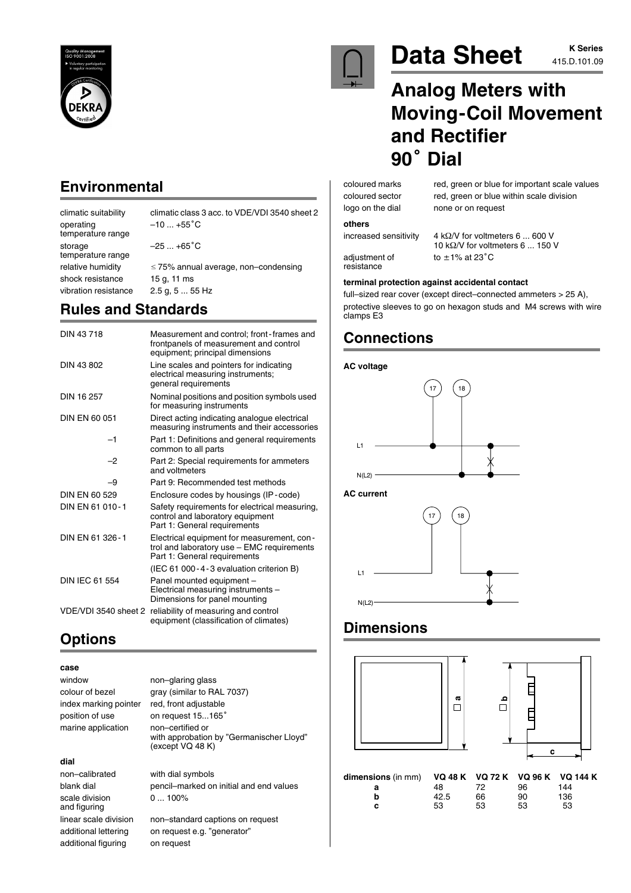# Data Sheet

**K Series**
415.D.101.09

## Analog Meters with Moving-Coil Movement and Rectifier 90˚ Dial

## Environmental

| | |
|---|---|
| climatic suitability | climatic class 3 acc. to VDE/VDI 3540 sheet 2 |
| operating temperature range | –10 ... +55˚C |
| storage temperature range | –25 ... +65˚C |
| relative humidity | ≤ 75% annual average, non–condensing |
| shock resistance | 15 g, 11 ms |
| vibration resistance | 2.5 g, 5 ... 55 Hz |

## Rules and Standards

| | |
|---|---|
| DIN 43 718 | Measurement and control; front-frames and frontpanels of measurement and control equipment; principal dimensions |
| DIN 43 802 | Line scales and pointers for indicating electrical measuring instruments; general requirements |
| DIN 16 257 | Nominal positions and position symbols used for measuring instruments |
| DIN EN 60 051 | Direct acting indicating analogue electrical measuring instruments and their accessories |
| –1 | Part 1: Definitions and general requirements common to all parts |
| –2 | Part 2: Special requirements for ammeters and voltmeters |
| –9 | Part 9: Recommended test methods |
| DIN EN 60 529 | Enclosure codes by housings (IP-code) |
| DIN EN 61 010-1 | Safety requirements for electrical measuring, control and laboratory equipment Part 1: General requirements |
| DIN EN 61 326-1 | Electrical equipment for measurement, control and laboratory use – EMC requirements Part 1: General requirements |
| | (IEC 61 000-4-3 evaluation criterion B) |
| DIN IEC 61 554 | Panel mounted equipment – Electrical measuring instruments – Dimensions for panel mounting |
| VDE/VDI 3540 sheet 2 | reliability of measuring and control equipment (classification of climates) |

## Options

**case**

| | |
|---|---|
| window | non–glaring glass |
| colour of bezel | gray (similar to RAL 7037) |
| index marking pointer | red, front adjustable |
| position of use | on request 15...165˚ |
| marine application | non–certified or with approbation by "Germanischer Lloyd" (except VQ 48 K) |

**dial**

| | |
|---|---|
| non–calibrated | with dial symbols |
| blank dial | pencil–marked on initial and end values |
| scale division and figuring | 0 ... 100% |
| linear scale division | non–standard captions on request |
| additional lettering | on request e.g. "generator" |
| additional figuring | on request |
| coloured marks | red, green or blue for important scale values |
| coloured sector | red, green or blue within scale division |
| logo on the dial | none or on request |

**others**

| | |
|---|---|
| increased sensitivity | 4 kΩ/V for voltmeters 6 ... 600 V<br>10 kΩ/V for voltmeters 6 ... 150 V |
| adjustment of resistance | to ±1% at 23˚C |

**terminal protection against accidental contact**

full–sized rear cover (except direct–connected ammeters > 25 A),
protective sleeves to go on hexagon studs and M4 screws with wire clamps E3

## Connections

**AC voltage**

Terminals 17, 18; L1, N(L2)

**AC current**

Terminals 17, 18; L1, N(L2)

## Dimensions

| dimensions (in mm) | VQ 48 K | VQ 72 K | VQ 96 K | VQ 144 K |
|---|---|---|---|---|
| a | 48 | 72 | 96 | 144 |
| b | 42.5 | 66 | 90 | 136 |
| c | 53 | 53 | 53 | 53 |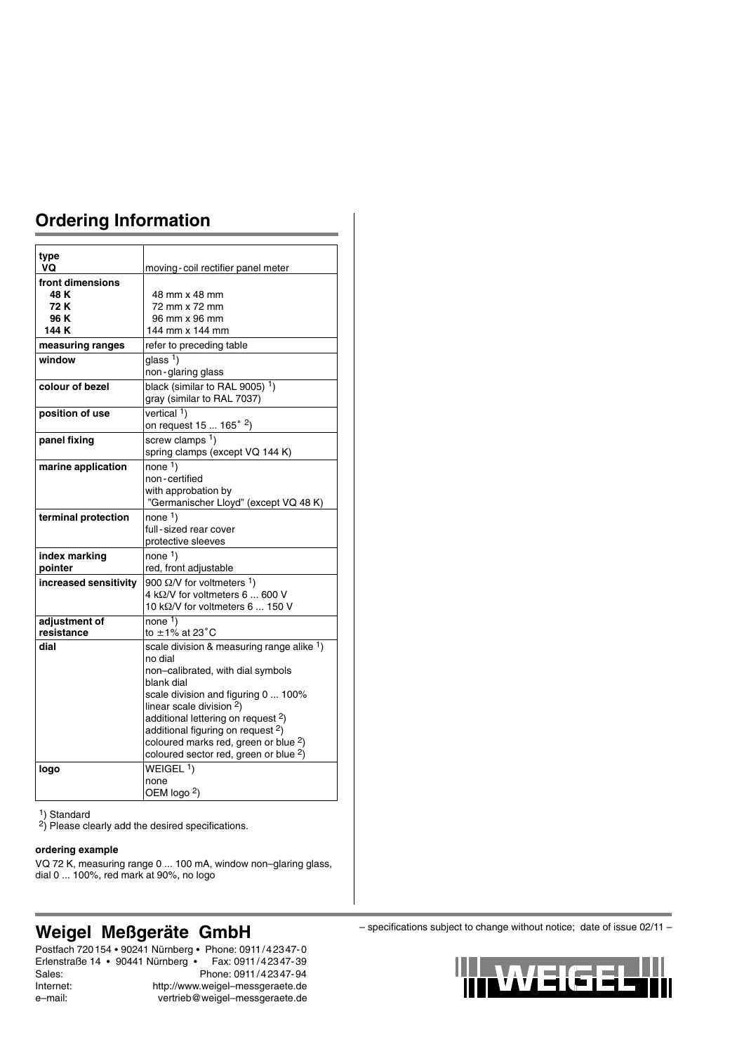## Ordering Information

| | |
|---|---|
| **type**<br>**VQ** | moving-coil rectifier panel meter |
| **front dimensions**<br>**48 K**<br>**72 K**<br>**96 K**<br>**144 K** | <br>48 mm x 48 mm<br>72 mm x 72 mm<br>96 mm x 96 mm<br>144 mm x 144 mm |
| **measuring ranges** | refer to preceding table |
| **window** | glass [1]<br>non-glaring glass |
| **colour of bezel** | black (similar to RAL 9005) [1]<br>gray (similar to RAL 7037) |
| **position of use** | vertical [1]<br>on request 15 ... 165° [2] |
| **panel fixing** | screw clamps [1]<br>spring clamps (except VQ 144 K) |
| **marine application** | none [1]<br>non-certified<br>with approbation by<br>"Germanischer Lloyd" (except VQ 48 K) |
| **terminal protection** | none [1]<br>full-sized rear cover<br>protective sleeves |
| **index marking pointer** | none [1]<br>red, front adjustable |
| **increased sensitivity** | 900 Ω/V for voltmeters [1]<br>4 kΩ/V for voltmeters 6 ... 600 V<br>10 kΩ/V for voltmeters 6 ... 150 V |
| **adjustment of resistance** | none [1]<br>to ±1% at 23°C |
| **dial** | scale division & measuring range alike [1]<br>no dial<br>non–calibrated, with dial symbols<br>blank dial<br>scale division and figuring 0 ... 100%<br>linear scale division [2]<br>additional lettering on request [2]<br>additional figuring on request [2]<br>coloured marks red, green or blue [2]<br>coloured sector red, green or blue [2] |
| **logo** | WEIGEL [1]<br>none<br>OEM logo [2] |

[1] Standard
[2] Please clearly add the desired specifications.

**ordering example**

VQ 72 K, measuring range 0 ... 100 mA, window non–glaring glass, dial 0 ... 100%, red mark at 90%, no logo

## Weigel Meßgeräte GmbH

Postfach 720154 • 90241 Nürnberg • Phone: 0911/42347-0
Erlenstraße 14 • 90441 Nürnberg • Fax: 0911/42347-39
Sales: Phone: 0911/42347-94
Internet: http://www.weigel–messgeraete.de
e–mail: vertrieb@weigel–messgeraete.de

– specifications subject to change without notice; date of issue 02/11 –

WEIGEL